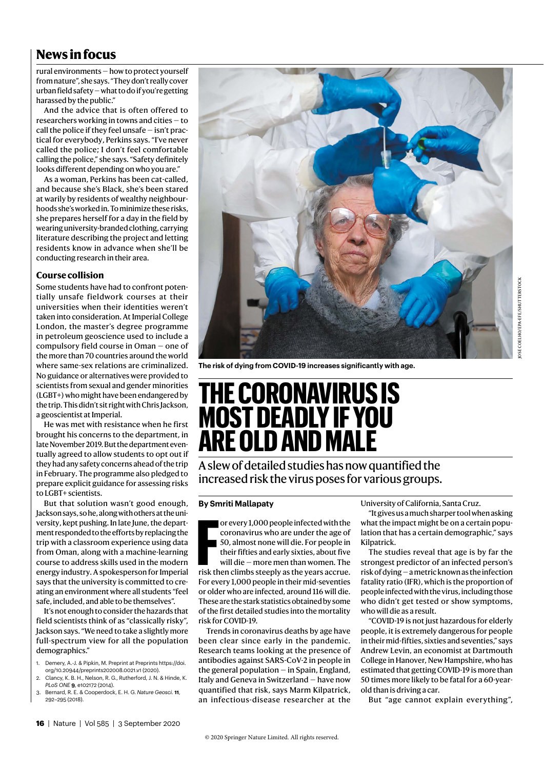rural environments – how to protect yourself from nature", she says. "They don't really cover urban field safety – what to do if you're getting harassed by the public."

And the advice that is often offered to researchers working in towns and cities – to call the police if they feel unsafe – isn't practical for everybody, Perkins says. "I've never called the police; I don't feel comfortable calling the police," she says. "Safety definitely looks different depending on who you are."

As a woman, Perkins has been cat-called, and because she's Black, she's been stared at warily by residents of wealthy neighbourhoods she's worked in. To minimize these risks, she prepares herself for a day in the field by wearing university-branded clothing, carrying literature describing the project and letting residents know in advance when she'll be conducting research in their area.

### Course collision

Some students have had to confront potentially unsafe fieldwork courses at their universities when their identities weren't taken into consideration. At Imperial College London, the master's degree programme in petroleum geoscience used to include a compulsory field course in Oman – one of the more than 70 countries around the world where same-sex relations are criminalized. No guidance or alternatives were provided to scientists from sexual and gender minorities (LGBT+) who might have been endangered by the trip. This didn't sit right with Chris Jackson, a geoscientist at Imperial.

He was met with resistance when he first brought his concerns to the department, in late November 2019. But the department eventually agreed to allow students to opt out if they had any safety concerns ahead of the trip in February. The programme also pledged to prepare explicit guidance for assessing risks to LGBT+ scientists.

But that solution wasn't good enough, Jackson says, so he, along with others at the university, kept pushing. In late June, the department responded to the efforts by replacing the trip with a classroom experience using data from Oman, along with a machine-learning course to address skills used in the modern energy industry. A spokesperson for Imperial says that the university is committed to creating an environment where all students "feel safe, included, and able to be themselves".

It's not enough to consider the hazards that field scientists think of as "classically risky", Jackson says. "We need to take a slightly more full-spectrum view for all the population demographics."

1. Demery, A.-J. & Pipkin, M. Preprint at Preprints https://doi.org/10.20944/preprints202008.0021.v1 (2020).
2. Clancy, K. B. H., Nelson, R. G., Rutherford, J. N. & Hinde, K. *PLoS ONE* **9**, e102172 (2014).
3. Bernard, R. E. & Cooperdock, E. H. G. *Nature Geosci.* **11**, 292–295 (2018).

The risk of dying from COVID-19 increases significantly with age.

# THE CORONAVIRUS IS MOST DEADLY IF YOU ARE OLD AND MALE

## A slew of detailed studies has now quantified the increased risk the virus poses for various groups.

**By Smriti Mallapaty**

For every 1,000 people infected with the coronavirus who are under the age of 50, almost none will die. For people in their fifties and early sixties, about five will die – more men than women. The risk then climbs steeply as the years accrue. For every 1,000 people in their mid-seventies or older who are infected, around 116 will die. These are the stark statistics obtained by some of the first detailed studies into the mortality risk for COVID-19.

Trends in coronavirus deaths by age have been clear since early in the pandemic. Research teams looking at the presence of antibodies against SARS-CoV-2 in people in the general population – in Spain, England, Italy and Geneva in Switzerland – have now quantified that risk, says Marm Kilpatrick, an infectious-disease researcher at the University of California, Santa Cruz.

"It gives us a much sharper tool when asking what the impact might be on a certain population that has a certain demographic," says Kilpatrick.

The studies reveal that age is by far the strongest predictor of an infected person's risk of dying – a metric known as the infection fatality ratio (IFR), which is the proportion of people infected with the virus, including those who didn't get tested or show symptoms, who will die as a result.

"COVID-19 is not just hazardous for elderly people, it is extremely dangerous for people in their mid-fifties, sixties and seventies," says Andrew Levin, an economist at Dartmouth College in Hanover, New Hampshire, who has estimated that getting COVID-19 is more than 50 times more likely to be fatal for a 60-year-old than is driving a car.

But "age cannot explain everything",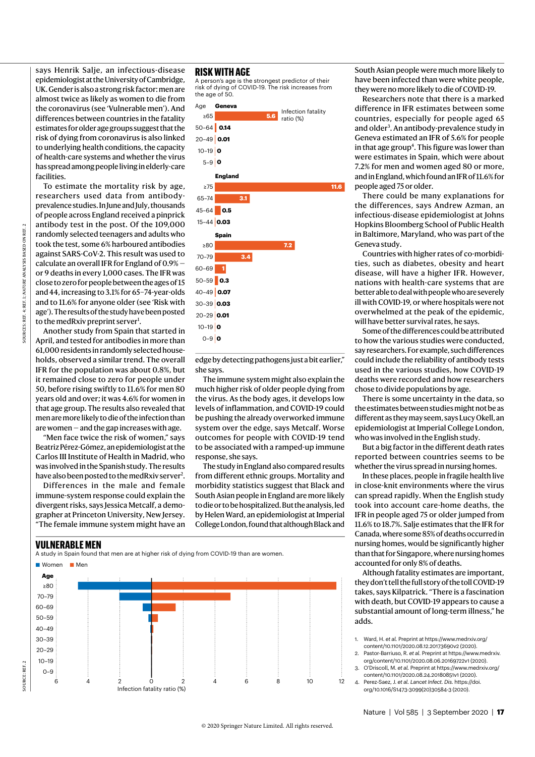says Henrik Salje, an infectious-disease epidemiologist at the University of Cambridge, UK. Gender is also a strong risk factor: men are almost twice as likely as women to die from the coronavirus (see 'Vulnerable men'). And differences between countries in the fatality estimates for older age groups suggest that the risk of dying from coronavirus is also linked to underlying health conditions, the capacity of health-care systems and whether the virus has spread among people living in elderly-care facilities.

To estimate the mortality risk by age, researchers used data from antibody-prevalence studies. In June and July, thousands of people across England received a pinprick antibody test in the post. Of the 109,000 randomly selected teenagers and adults who took the test, some 6% harboured antibodies against SARS-CoV-2. This result was used to calculate an overall IFR for England of 0.9% — or 9 deaths in every 1,000 cases. The IFR was close to zero for people between the ages of 15 and 44, increasing to 3.1% for 65–74-year-olds and to 11.6% for anyone older (see 'Risk with age'). The results of the study have been posted to the medRxiv preprint server[1].

Another study from Spain that started in April, and tested for antibodies in more than 61,000 residents in randomly selected households, observed a similar trend. The overall IFR for the population was about 0.8%, but it remained close to zero for people under 50, before rising swiftly to 11.6% for men 80 years old and over; it was 4.6% for women in that age group. The results also revealed that men are more likely to die of the infection than are women — and the gap increases with age.

"Men face twice the risk of women," says Beatriz Pérez-Gómez, an epidemiologist at the Carlos III Institute of Health in Madrid, who was involved in the Spanish study. The results have also been posted to the medRxiv server[2].

Differences in the male and female immune-system response could explain the divergent risks, says Jessica Metcalf, a demographer at Princeton University, New Jersey. "The female immune system might have an

## RISK WITH AGE

A person's age is the strongest predictor of their risk of dying of COVID-19. The risk increases from the age of 50.

Infection fatality ratio (%)

Age

Geneva
≥65 5.6
50–64 0.14
20–49 0.01
10–19 0
5–9 0

England
≥75 11.6
65–74 3.1
45–64 0.5
15–44 0.03

Spain
≥80 7.2
70–79 3.4
60–69 1
50–59 0.3
40–49 0.07
30–39 0.03
20–29 0.01
10–19 0
0–9 0

SOURCES: REF. 4; REF. 1; NATURE ANALYSIS BASED ON REF. 2

edge by detecting pathogens just a bit earlier," she says.

The immune system might also explain the much higher risk of older people dying from the virus. As the body ages, it develops low levels of inflammation, and COVID-19 could be pushing the already overworked immune system over the edge, says Metcalf. Worse outcomes for people with COVID-19 tend to be associated with a ramped-up immune response, she says.

The study in England also compared results from different ethnic groups. Mortality and morbidity statistics suggest that Black and South Asian people in England are more likely to die or to be hospitalized. But the analysis, led by Helen Ward, an epidemiologist at Imperial College London, found that although Black and South Asian people were much more likely to have been infected than were white people, they were no more likely to die of COVID-19.

Researchers note that there is a marked difference in IFR estimates between some countries, especially for people aged 65 and older[3]. An antibody-prevalence study in Geneva estimated an IFR of 5.6% for people in that age group[4]. This figure was lower than were estimates in Spain, which were about 7.2% for men and women aged 80 or more, and in England, which found an IFR of 11.6% for people aged 75 or older.

There could be many explanations for the differences, says Andrew Azman, an infectious-disease epidemiologist at Johns Hopkins Bloomberg School of Public Health in Baltimore, Maryland, who was part of the Geneva study.

Countries with higher rates of co-morbidities, such as diabetes, obesity and heart disease, will have a higher IFR. However, nations with health-care systems that are better able to deal with people who are severely ill with COVID-19, or where hospitals were not overwhelmed at the peak of the epidemic, will have better survival rates, he says.

Some of the differences could be attributed to how the various studies were conducted, say researchers. For example, such differences could include the reliability of antibody tests used in the various studies, how COVID-19 deaths were recorded and how researchers chose to divide populations by age.

There is some uncertainty in the data, so the estimates between studies might not be as different as they may seem, says Lucy Okell, an epidemiologist at Imperial College London, who was involved in the English study.

But a big factor in the different death rates reported between countries seems to be whether the virus spread in nursing homes.

In these places, people in fragile health live in close-knit environments where the virus can spread rapidly. When the English study took into account care-home deaths, the IFR in people aged 75 or older jumped from 11.6% to 18.7%. Salje estimates that the IFR for Canada, where some 85% of deaths occurred in nursing homes, would be significantly higher than that for Singapore, where nursing homes accounted for only 8% of deaths.

Although fatality estimates are important, they don't tell the full story of the toll COVID-19 takes, says Kilpatrick. "There is a fascination with death, but COVID-19 appears to cause a substantial amount of long-term illness," he adds.

## VULNERABLE MEN

A study in Spain found that men are at higher risk of dying from COVID-19 than are women.

Women
Men

Age
≥80
70–79
60–69
50–59
40–49
30–39
20–29
10–19
0–9

6 4 2 0 2 4 6 8 10 12
Infection fatality ratio (%)

SOURCE: REF. 2

1. Ward, H. *et al.* Preprint at https://www.medrxiv.org/content/10.1101/2020.08.12.20173690v2 (2020).
2. Pastor-Barriuso, R. *et al.* Preprint at https://www.medrxiv.org/content/10.1101/2020.08.06.20169722v1 (2020).
3. O'Driscoll, M. *et al.* Preprint at https://www.medrxiv.org/content/10.1101/2020.08.24.20180851v1 (2020).
4. Perez-Saez, J. *et al.* *Lancet Infect. Dis.* https://doi.org/10.1016/S1473-3099(20)30584-3 (2020).

© 2020 Springer Nature Limited. All rights reserved.